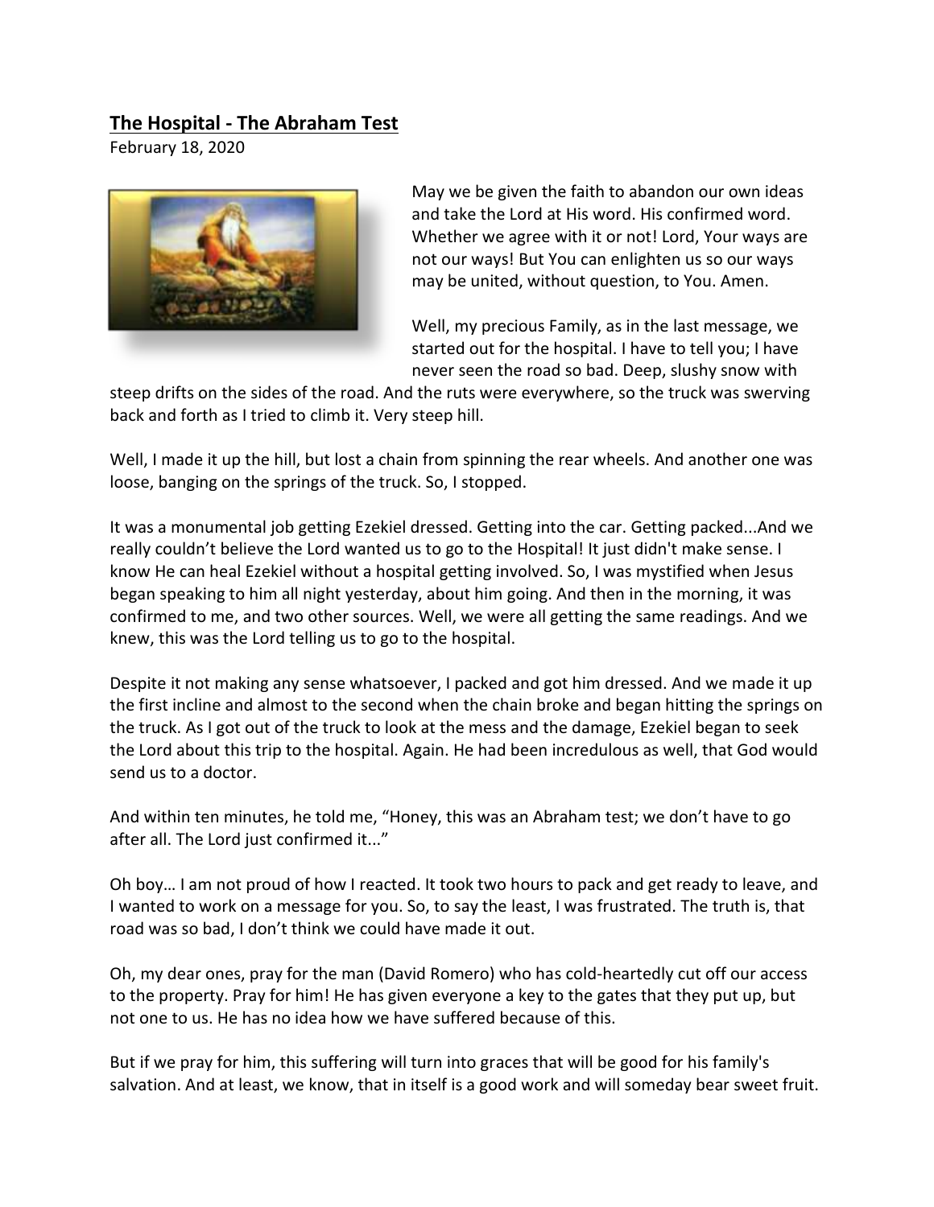## The Hospital - The Abraham Test

February 18, 2020

May we be given the faith to abandon our own ideas and take the Lord at His word. His confirmed word. Whether we agree with it or not! Lord, Your ways are not our ways! But You can enlighten us so our ways may be united, without question, to You. Amen.

Well, my precious Family, as in the last message, we started out for the hospital. I have to tell you; I have never seen the road so bad. Deep, slushy snow with steep drifts on the sides of the road. And the ruts were everywhere, so the truck was swerving back and forth as I tried to climb it. Very steep hill.

Well, I made it up the hill, but lost a chain from spinning the rear wheels. And another one was loose, banging on the springs of the truck. So, I stopped.

It was a monumental job getting Ezekiel dressed. Getting into the car. Getting packed...And we really couldn't believe the Lord wanted us to go to the Hospital! It just didn't make sense. I know He can heal Ezekiel without a hospital getting involved. So, I was mystified when Jesus began speaking to him all night yesterday, about him going. And then in the morning, it was confirmed to me, and two other sources. Well, we were all getting the same readings. And we knew, this was the Lord telling us to go to the hospital.

Despite it not making any sense whatsoever, I packed and got him dressed. And we made it up the first incline and almost to the second when the chain broke and began hitting the springs on the truck. As I got out of the truck to look at the mess and the damage, Ezekiel began to seek the Lord about this trip to the hospital. Again. He had been incredulous as well, that God would send us to a doctor.

And within ten minutes, he told me, "Honey, this was an Abraham test; we don't have to go after all. The Lord just confirmed it..."

Oh boy… I am not proud of how I reacted. It took two hours to pack and get ready to leave, and I wanted to work on a message for you. So, to say the least, I was frustrated. The truth is, that road was so bad, I don't think we could have made it out.

Oh, my dear ones, pray for the man (David Romero) who has cold-heartedly cut off our access to the property. Pray for him! He has given everyone a key to the gates that they put up, but not one to us. He has no idea how we have suffered because of this.

But if we pray for him, this suffering will turn into graces that will be good for his family's salvation. And at least, we know, that in itself is a good work and will someday bear sweet fruit.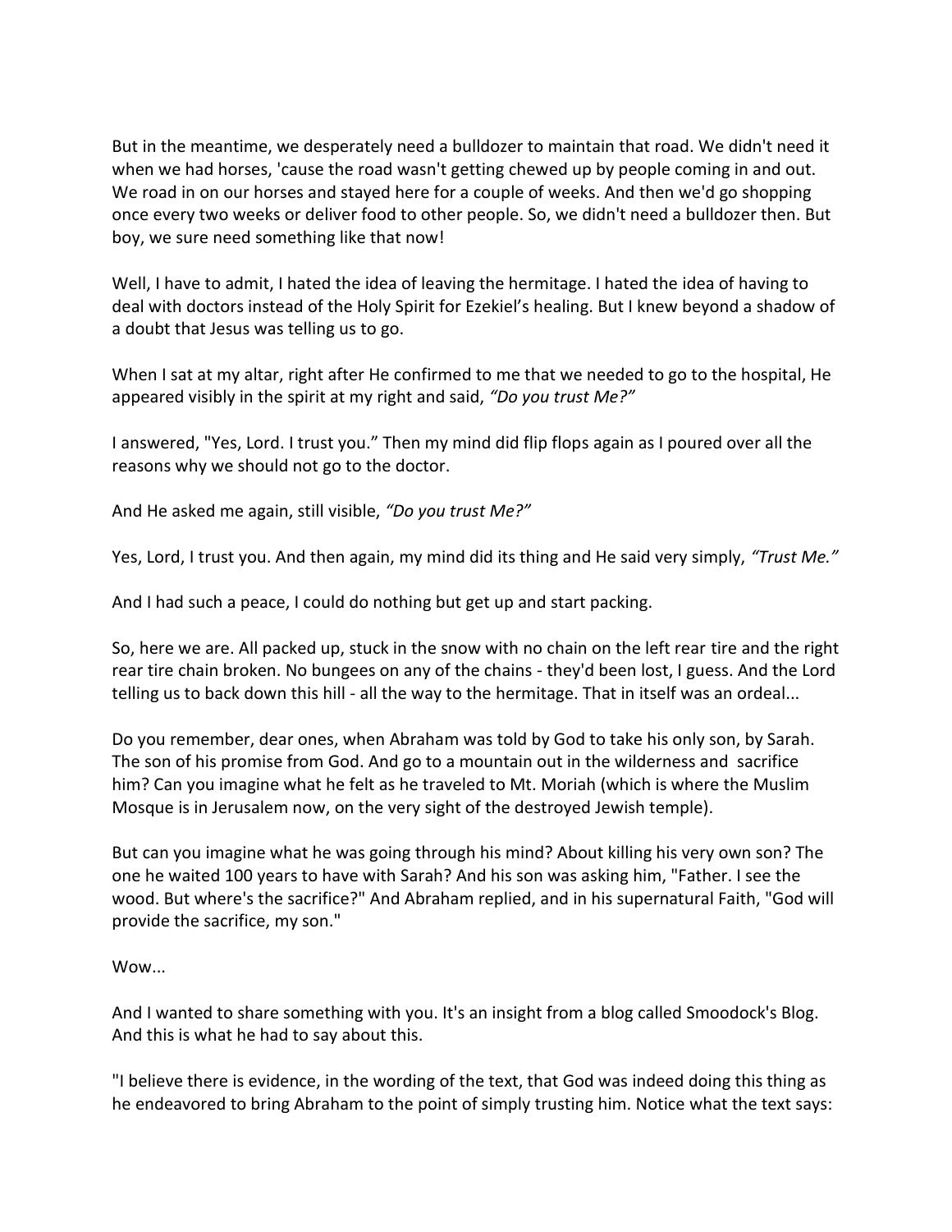But in the meantime, we desperately need a bulldozer to maintain that road. We didn't need it when we had horses, 'cause the road wasn't getting chewed up by people coming in and out. We road in on our horses and stayed here for a couple of weeks. And then we'd go shopping once every two weeks or deliver food to other people. So, we didn't need a bulldozer then. But boy, we sure need something like that now!

Well, I have to admit, I hated the idea of leaving the hermitage. I hated the idea of having to deal with doctors instead of the Holy Spirit for Ezekiel's healing. But I knew beyond a shadow of a doubt that Jesus was telling us to go.

When I sat at my altar, right after He confirmed to me that we needed to go to the hospital, He appeared visibly in the spirit at my right and said, *"Do you trust Me?"*

I answered, "Yes, Lord. I trust you." Then my mind did flip flops again as I poured over all the reasons why we should not go to the doctor.

And He asked me again, still visible, *"Do you trust Me?"*

Yes, Lord, I trust you. And then again, my mind did its thing and He said very simply, *"Trust Me."*

And I had such a peace, I could do nothing but get up and start packing.

So, here we are. All packed up, stuck in the snow with no chain on the left rear tire and the right rear tire chain broken. No bungees on any of the chains - they'd been lost, I guess. And the Lord telling us to back down this hill - all the way to the hermitage. That in itself was an ordeal...

Do you remember, dear ones, when Abraham was told by God to take his only son, by Sarah. The son of his promise from God. And go to a mountain out in the wilderness and sacrifice him? Can you imagine what he felt as he traveled to Mt. Moriah (which is where the Muslim Mosque is in Jerusalem now, on the very sight of the destroyed Jewish temple).

But can you imagine what he was going through his mind? About killing his very own son? The one he waited 100 years to have with Sarah? And his son was asking him, "Father. I see the wood. But where's the sacrifice?" And Abraham replied, and in his supernatural Faith, "God will provide the sacrifice, my son."

Wow...

And I wanted to share something with you. It's an insight from a blog called Smoodock's Blog. And this is what he had to say about this.

"I believe there is evidence, in the wording of the text, that God was indeed doing this thing as he endeavored to bring Abraham to the point of simply trusting him. Notice what the text says: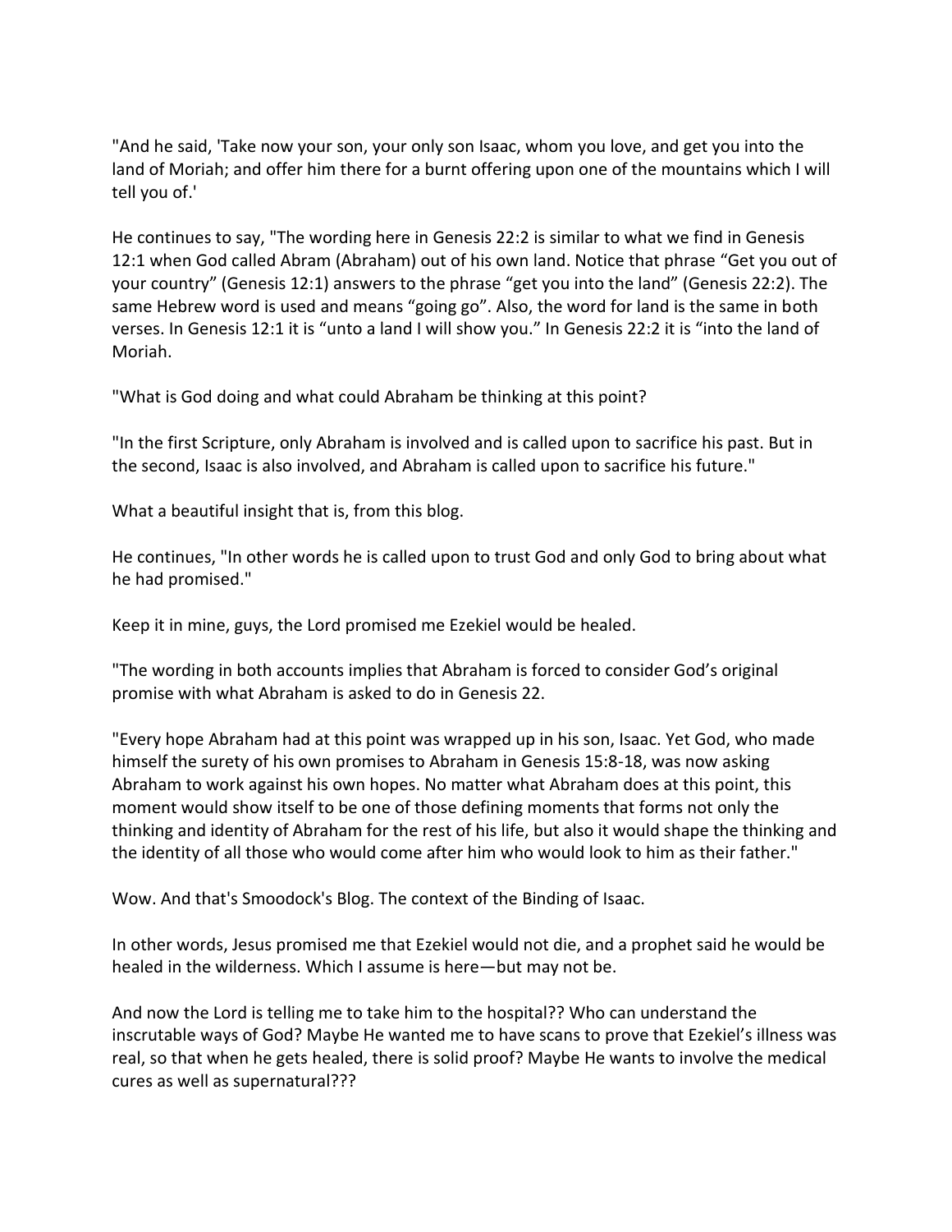"And he said, 'Take now your son, your only son Isaac, whom you love, and get you into the land of Moriah; and offer him there for a burnt offering upon one of the mountains which I will tell you of.'

He continues to say, "The wording here in Genesis 22:2 is similar to what we find in Genesis 12:1 when God called Abram (Abraham) out of his own land. Notice that phrase "Get you out of your country" (Genesis 12:1) answers to the phrase "get you into the land" (Genesis 22:2). The same Hebrew word is used and means "going go". Also, the word for land is the same in both verses. In Genesis 12:1 it is "unto a land I will show you." In Genesis 22:2 it is "into the land of Moriah.

"What is God doing and what could Abraham be thinking at this point?

"In the first Scripture, only Abraham is involved and is called upon to sacrifice his past. But in the second, Isaac is also involved, and Abraham is called upon to sacrifice his future."

What a beautiful insight that is, from this blog.

He continues, "In other words he is called upon to trust God and only God to bring about what he had promised."

Keep it in mine, guys, the Lord promised me Ezekiel would be healed.

"The wording in both accounts implies that Abraham is forced to consider God's original promise with what Abraham is asked to do in Genesis 22.

"Every hope Abraham had at this point was wrapped up in his son, Isaac. Yet God, who made himself the surety of his own promises to Abraham in Genesis 15:8-18, was now asking Abraham to work against his own hopes. No matter what Abraham does at this point, this moment would show itself to be one of those defining moments that forms not only the thinking and identity of Abraham for the rest of his life, but also it would shape the thinking and the identity of all those who would come after him who would look to him as their father."

Wow. And that's Smoodock's Blog. The context of the Binding of Isaac.

In other words, Jesus promised me that Ezekiel would not die, and a prophet said he would be healed in the wilderness. Which I assume is here—but may not be.

And now the Lord is telling me to take him to the hospital?? Who can understand the inscrutable ways of God? Maybe He wanted me to have scans to prove that Ezekiel's illness was real, so that when he gets healed, there is solid proof? Maybe He wants to involve the medical cures as well as supernatural???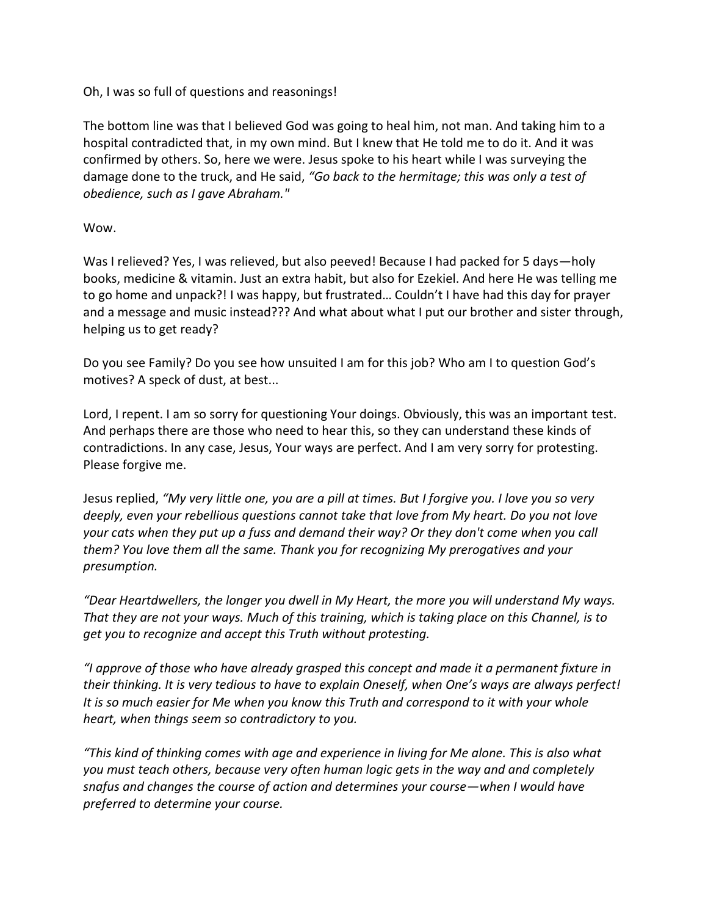Oh, I was so full of questions and reasonings!

The bottom line was that I believed God was going to heal him, not man. And taking him to a hospital contradicted that, in my own mind. But I knew that He told me to do it. And it was confirmed by others. So, here we were. Jesus spoke to his heart while I was surveying the damage done to the truck, and He said, *"Go back to the hermitage; this was only a test of obedience, such as I gave Abraham."*

Wow.

Was I relieved? Yes, I was relieved, but also peeved! Because I had packed for 5 days—holy books, medicine & vitamin. Just an extra habit, but also for Ezekiel. And here He was telling me to go home and unpack?! I was happy, but frustrated… Couldn't I have had this day for prayer and a message and music instead??? And what about what I put our brother and sister through, helping us to get ready?

Do you see Family? Do you see how unsuited I am for this job? Who am I to question God's motives? A speck of dust, at best...

Lord, I repent. I am so sorry for questioning Your doings. Obviously, this was an important test. And perhaps there are those who need to hear this, so they can understand these kinds of contradictions. In any case, Jesus, Your ways are perfect. And I am very sorry for protesting. Please forgive me.

Jesus replied, *"My very little one, you are a pill at times. But I forgive you. I love you so very deeply, even your rebellious questions cannot take that love from My heart. Do you not love your cats when they put up a fuss and demand their way? Or they don't come when you call them? You love them all the same. Thank you for recognizing My prerogatives and your presumption.*

*"Dear Heartdwellers, the longer you dwell in My Heart, the more you will understand My ways. That they are not your ways. Much of this training, which is taking place on this Channel, is to get you to recognize and accept this Truth without protesting.*

*"I approve of those who have already grasped this concept and made it a permanent fixture in their thinking. It is very tedious to have to explain Oneself, when One's ways are always perfect! It is so much easier for Me when you know this Truth and correspond to it with your whole heart, when things seem so contradictory to you.*

*"This kind of thinking comes with age and experience in living for Me alone. This is also what you must teach others, because very often human logic gets in the way and and completely snafus and changes the course of action and determines your course—when I would have preferred to determine your course.*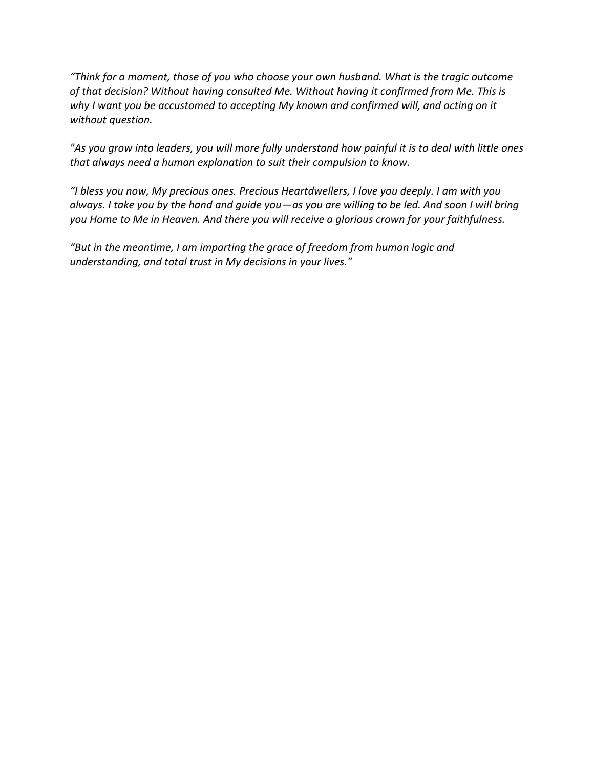*"Think for a moment, those of you who choose your own husband. What is the tragic outcome of that decision? Without having consulted Me. Without having it confirmed from Me. This is why I want you be accustomed to accepting My known and confirmed will, and acting on it without question.*

*"As you grow into leaders, you will more fully understand how painful it is to deal with little ones that always need a human explanation to suit their compulsion to know.*

*"I bless you now, My precious ones. Precious Heartdwellers, I love you deeply. I am with you always. I take you by the hand and guide you—as you are willing to be led. And soon I will bring you Home to Me in Heaven. And there you will receive a glorious crown for your faithfulness.*

*"But in the meantime, I am imparting the grace of freedom from human logic and understanding, and total trust in My decisions in your lives."*